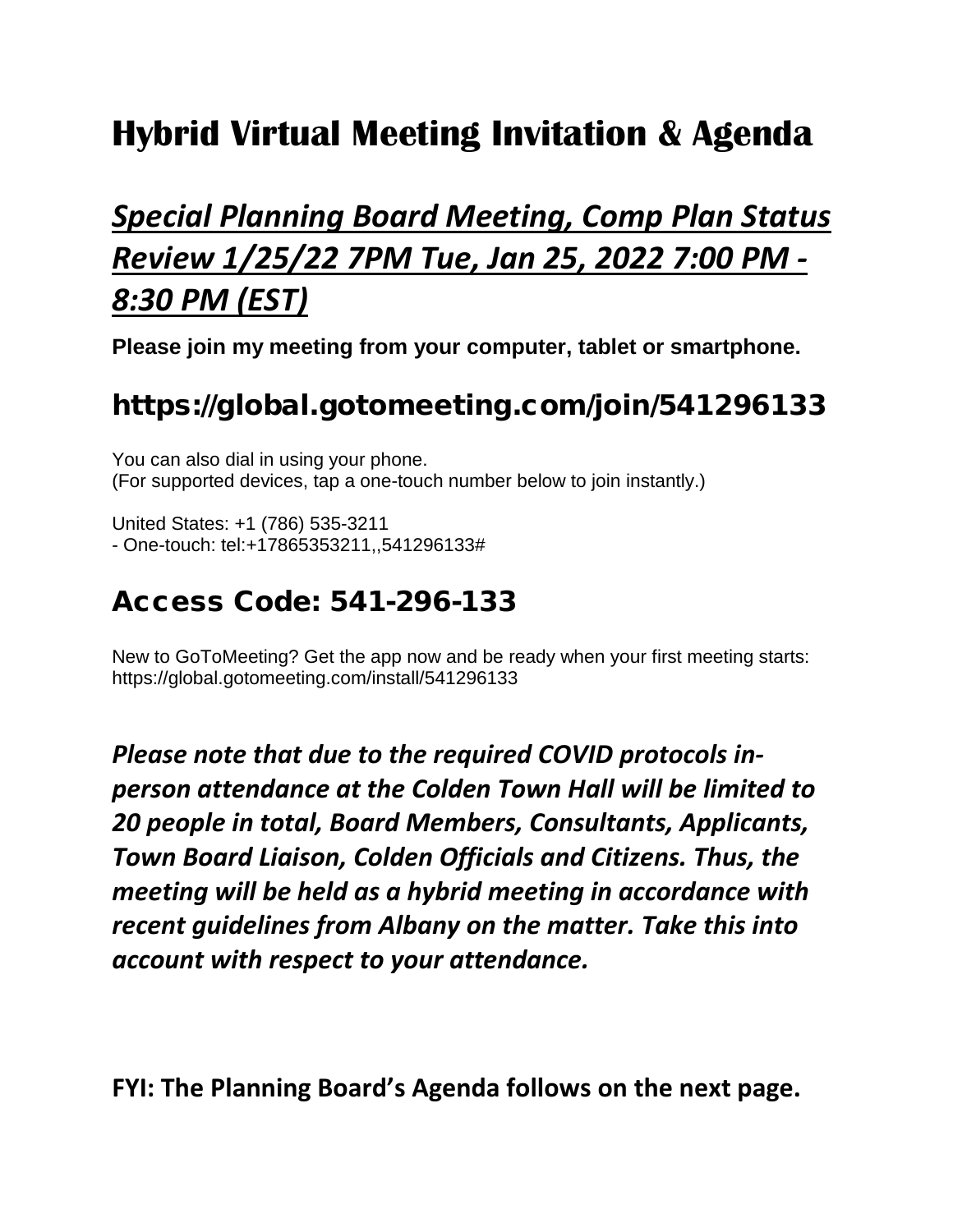# Hybrid Virtual Meeting Invitation & Agenda

## *Special Planning Board Meeting, Comp Plan Status Review 1/25/22 7PM Tue, Jan 25, 2022 7:00 PM - 8:30 PM (EST)*

**Please join my meeting from your computer, tablet or smartphone.**

## https://global.gotomeeting.com/join/541296133

You can also dial in using your phone.
(For supported devices, tap a one-touch number below to join instantly.)

United States: +1 (786) 535-3211
- One-touch: tel:+17865353211,,541296133#

## Access Code: 541-296-133

New to GoToMeeting? Get the app now and be ready when your first meeting starts:
https://global.gotomeeting.com/install/541296133

***Please note that due to the required COVID protocols in-person attendance at the Colden Town Hall will be limited to 20 people in total, Board Members, Consultants, Applicants, Town Board Liaison, Colden Officials and Citizens. Thus, the meeting will be held as a hybrid meeting in accordance with recent guidelines from Albany on the matter. Take this into account with respect to your attendance.***

**FYI: The Planning Board's Agenda follows on the next page.**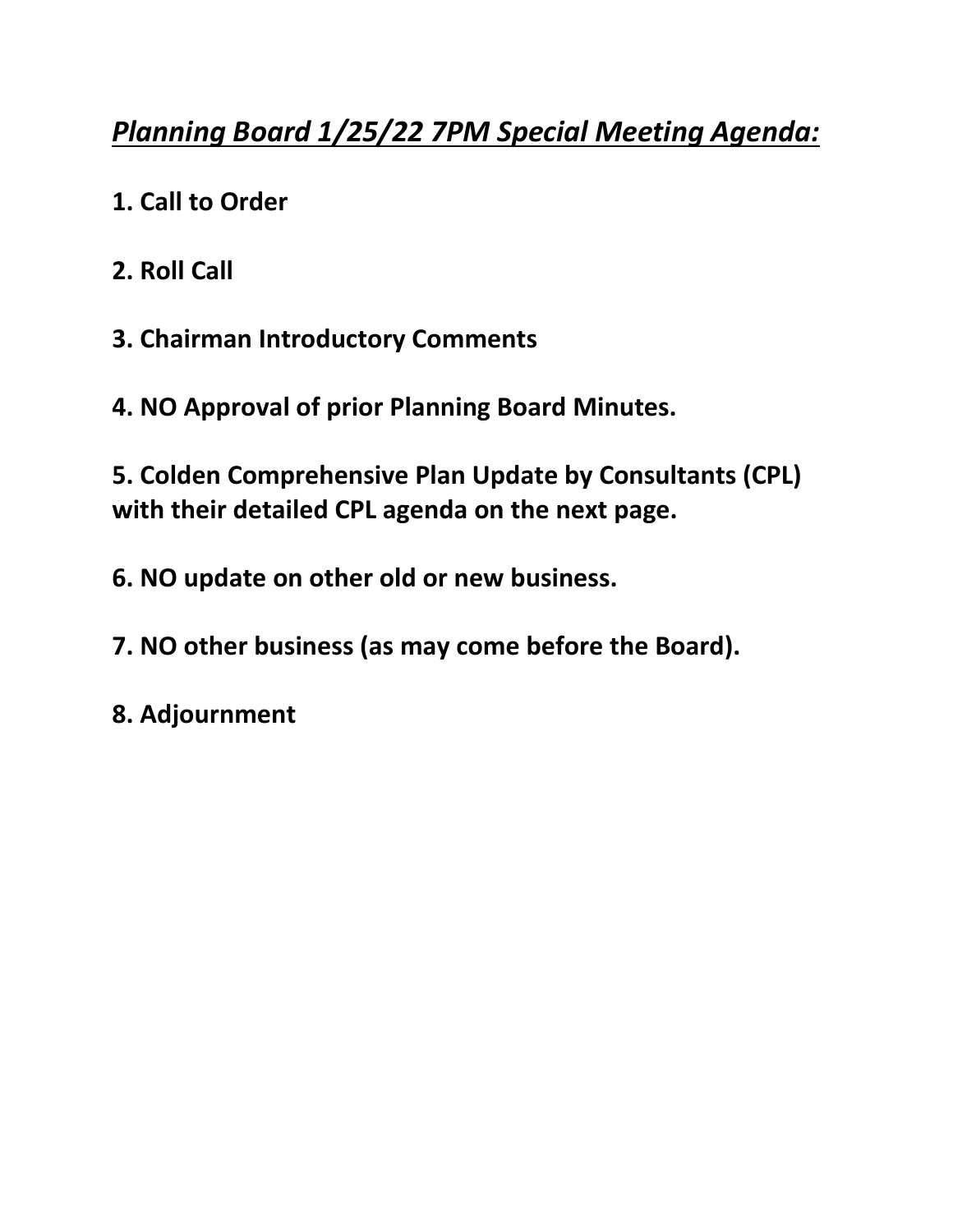## ***Planning Board 1/25/22 7PM Special Meeting Agenda:***

**1. Call to Order**

**2. Roll Call**

**3. Chairman Introductory Comments**

**4. NO Approval of prior Planning Board Minutes.**

**5. Colden Comprehensive Plan Update by Consultants (CPL) with their detailed CPL agenda on the next page.**

**6. NO update on other old or new business.**

**7. NO other business (as may come before the Board).**

**8. Adjournment**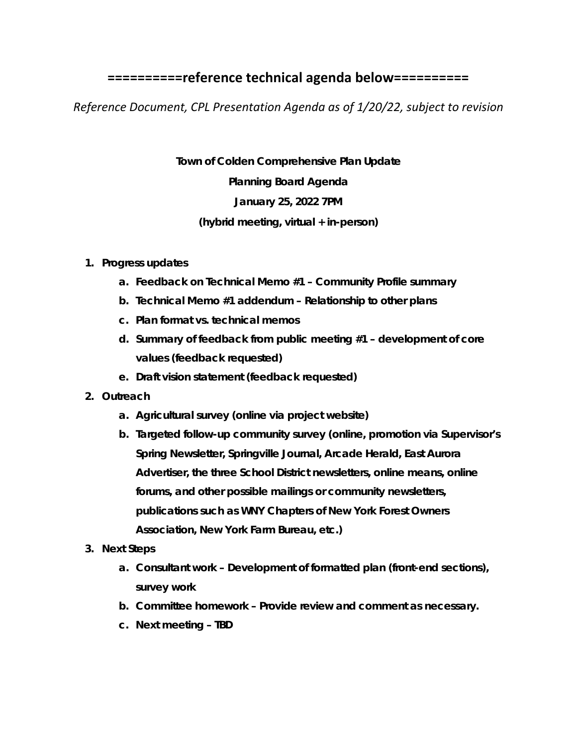**==========reference technical agenda below==========**

*Reference Document, CPL Presentation Agenda as of 1/20/22, subject to revision*

**Town of Colden Comprehensive Plan Update**

**Planning Board Agenda**

**January 25, 2022 7PM**

**(hybrid meeting, virtual + in-person)**

1. **Progress updates**
    a. **Feedback on Technical Memo #1 – Community Profile summary**
    b. **Technical Memo #1 addendum – Relationship to other plans**
    c. **Plan format vs. technical memos**
    d. **Summary of feedback from public meeting #1 – development of core values (feedback requested)**
    e. **Draft vision statement (feedback requested)**
2. **Outreach**
    a. **Agricultural survey (online via project website)**
    b. **Targeted follow-up community survey (online, promotion via Supervisor's Spring Newsletter, Springville Journal, Arcade Herald, East Aurora Advertiser, the three School District newsletters, online means, online forums, and other possible mailings or community newsletters, publications such as WNY Chapters of New York Forest Owners Association, New York Farm Bureau, etc.)**
3. **Next Steps**
    a. **Consultant work – Development of formatted plan (front-end sections), survey work**
    b. **Committee homework – Provide review and comment as necessary.**
    c. **Next meeting – TBD**